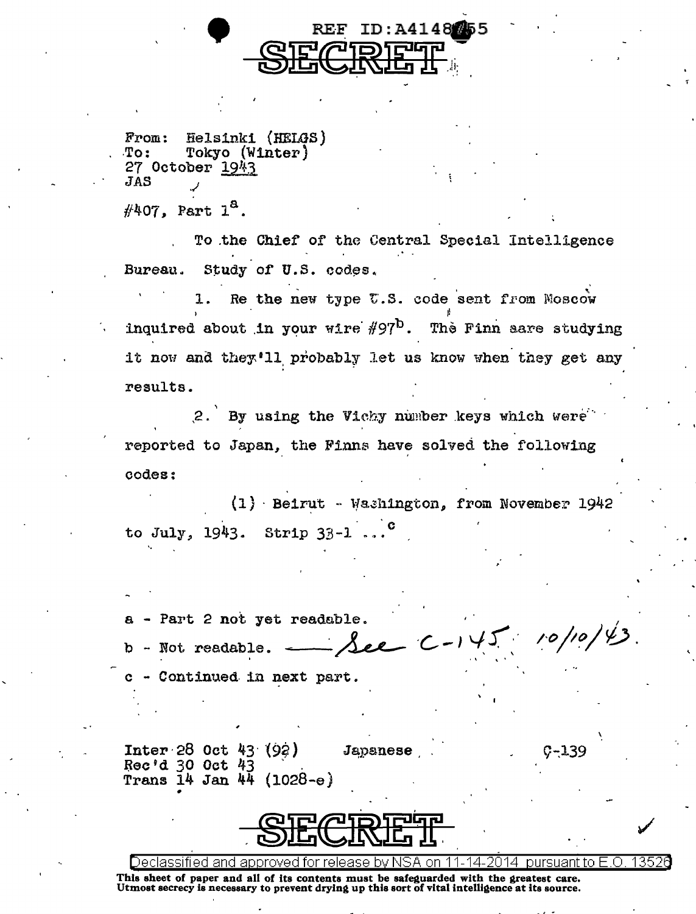REF ID:A4148755

SECRET

From: Helsinki (HELGS)
To: Tokyo (Winter)
27 October 1943
JAS

#407, Part 1[a].

To the Chief of the Central Special Intelligence Bureau. Study of U.S. codes.

1. Re the new type U.S. code sent from Moscow inquired about in your wire #97[b]. The Finn aare studying it now and they'll probably let us know when they get any results.

2. By using the Vichy number keys which were reported to Japan, the Finns have solved the following codes:

(1) Beirut - Washington, from November 1942 to July, 1943. Strip 33-1 ...[c]

a - Part 2 not yet readable.

b - Not readable. — See C-145 10/10/43.

c - Continued in next part.

Inter 28 Oct 43 (92) Japanese C-139
Rec'd 30 Oct 43
Trans 14 Jan 44 (1028-e)

SECRET

Declassified and approved for release by NSA on 11-14-2014 pursuant to E.O. 13526

This sheet of paper and all of its contents must be safeguarded with the greatest care. Utmost secrecy is necessary to prevent drying up this sort of vital intelligence at its source.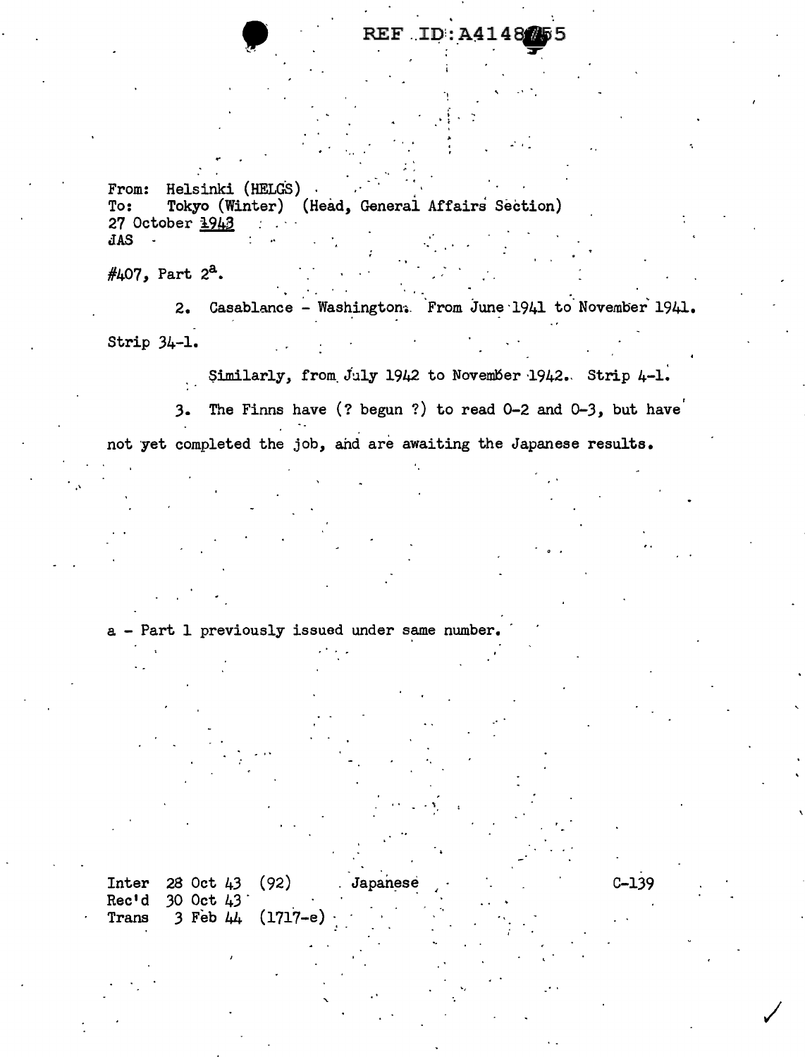REF ID:A4148755

From: Helsinki (HELGS)
To: Tokyo (Winter) (Head, General Affairs Section)
27 October 1943
JAS

#407, Part 2[a].

2. Casablance - Washington. From June 1941 to November 1941. Strip 34-1.

Similarly, from July 1942 to November 1942. Strip 4-1.

3. The Finns have (? begun ?) to read O-2 and O-3, but have not yet completed the job, and are awaiting the Japanese results.

a - Part 1 previously issued under same number.

Inter 28 Oct 43 (92) Japanese C-139
Rec'd 30 Oct 43
Trans 3 Feb 44 (1717-e)